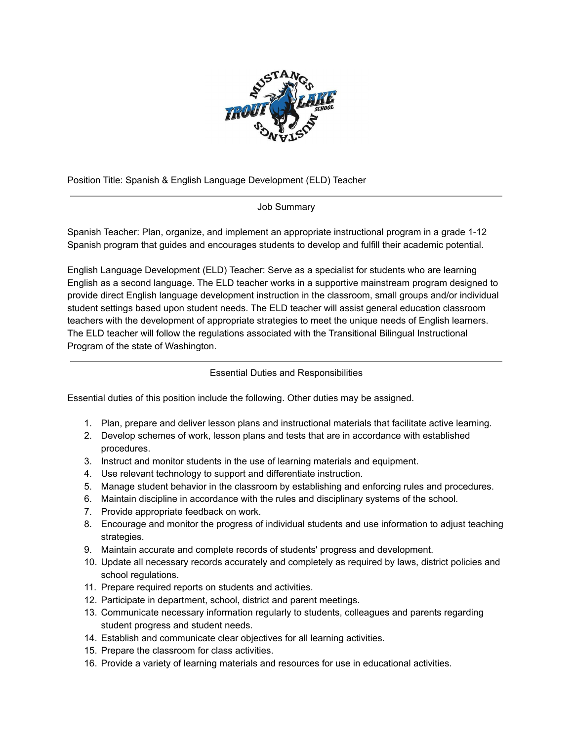Position Title: Spanish & English Language Development (ELD) Teacher

---

## Job Summary

Spanish Teacher: Plan, organize, and implement an appropriate instructional program in a grade 1-12 Spanish program that guides and encourages students to develop and fulfill their academic potential.

English Language Development (ELD) Teacher: Serve as a specialist for students who are learning English as a second language. The ELD teacher works in a supportive mainstream program designed to provide direct English language development instruction in the classroom, small groups and/or individual student settings based upon student needs. The ELD teacher will assist general education classroom teachers with the development of appropriate strategies to meet the unique needs of English learners. The ELD teacher will follow the regulations associated with the Transitional Bilingual Instructional Program of the state of Washington.

---

## Essential Duties and Responsibilities

Essential duties of this position include the following. Other duties may be assigned.

1. Plan, prepare and deliver lesson plans and instructional materials that facilitate active learning.
2. Develop schemes of work, lesson plans and tests that are in accordance with established procedures.
3. Instruct and monitor students in the use of learning materials and equipment.
4. Use relevant technology to support and differentiate instruction.
5. Manage student behavior in the classroom by establishing and enforcing rules and procedures.
6. Maintain discipline in accordance with the rules and disciplinary systems of the school.
7. Provide appropriate feedback on work.
8. Encourage and monitor the progress of individual students and use information to adjust teaching strategies.
9. Maintain accurate and complete records of students' progress and development.
10. Update all necessary records accurately and completely as required by laws, district policies and school regulations.
11. Prepare required reports on students and activities.
12. Participate in department, school, district and parent meetings.
13. Communicate necessary information regularly to students, colleagues and parents regarding student progress and student needs.
14. Establish and communicate clear objectives for all learning activities.
15. Prepare the classroom for class activities.
16. Provide a variety of learning materials and resources for use in educational activities.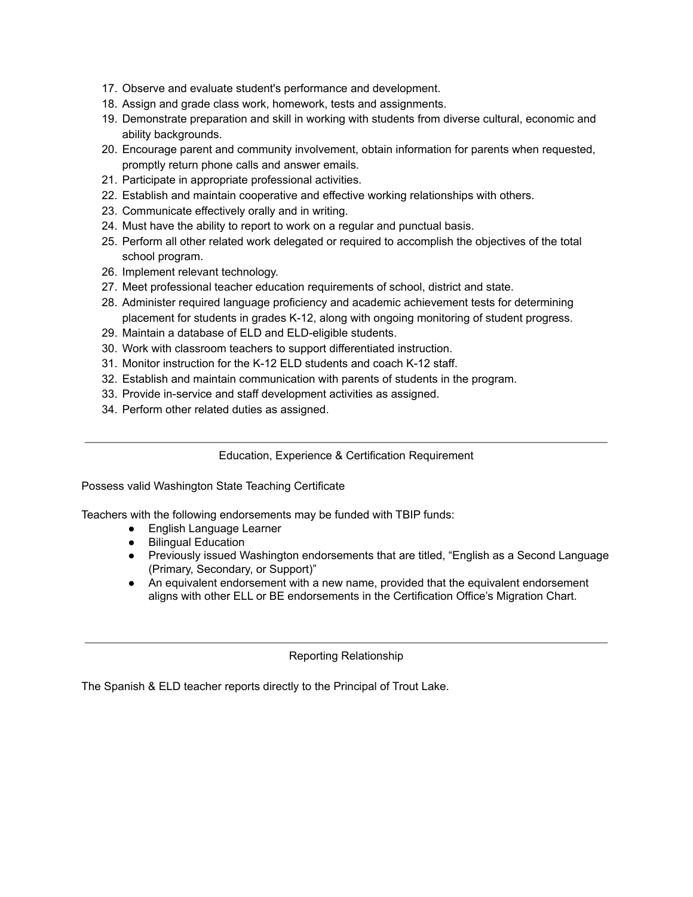17. Observe and evaluate student's performance and development.
18. Assign and grade class work, homework, tests and assignments.
19. Demonstrate preparation and skill in working with students from diverse cultural, economic and ability backgrounds.
20. Encourage parent and community involvement, obtain information for parents when requested, promptly return phone calls and answer emails.
21. Participate in appropriate professional activities.
22. Establish and maintain cooperative and effective working relationships with others.
23. Communicate effectively orally and in writing.
24. Must have the ability to report to work on a regular and punctual basis.
25. Perform all other related work delegated or required to accomplish the objectives of the total school program.
26. Implement relevant technology.
27. Meet professional teacher education requirements of school, district and state.
28. Administer required language proficiency and academic achievement tests for determining placement for students in grades K-12, along with ongoing monitoring of student progress.
29. Maintain a database of ELD and ELD-eligible students.
30. Work with classroom teachers to support differentiated instruction.
31. Monitor instruction for the K-12 ELD students and coach K-12 staff.
32. Establish and maintain communication with parents of students in the program.
33. Provide in-service and staff development activities as assigned.
34. Perform other related duties as assigned.

---

## Education, Experience & Certification Requirement

Possess valid Washington State Teaching Certificate

Teachers with the following endorsements may be funded with TBIP funds:

- English Language Learner
- Bilingual Education
- Previously issued Washington endorsements that are titled, “English as a Second Language (Primary, Secondary, or Support)”
- An equivalent endorsement with a new name, provided that the equivalent endorsement aligns with other ELL or BE endorsements in the Certification Office’s Migration Chart.

---

## Reporting Relationship

The Spanish & ELD teacher reports directly to the Principal of Trout Lake.